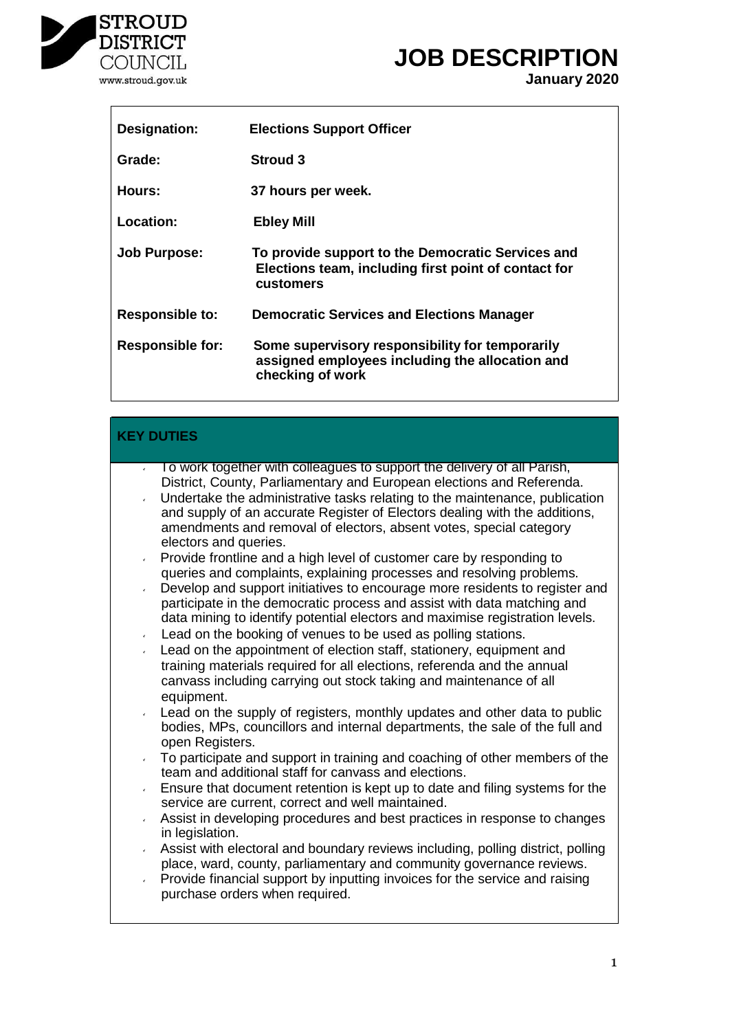STROUD DISTRICT COUNCIL
www.stroud.gov.uk

# JOB DESCRIPTION

**January 2020**

| | |
|---|---|
| **Designation:** | **Elections Support Officer** |
| **Grade:** | **Stroud 3** |
| **Hours:** | **37 hours per week.** |
| **Location:** | **Ebley Mill** |
| **Job Purpose:** | **To provide support to the Democratic Services and Elections team, including first point of contact for customers** |
| **Responsible to:** | **Democratic Services and Elections Manager** |
| **Responsible for:** | **Some supervisory responsibility for temporarily assigned employees including the allocation and checking of work** |

## KEY DUTIES

- To work together with colleagues to support the delivery of all Parish, District, County, Parliamentary and European elections and Referenda.
- Undertake the administrative tasks relating to the maintenance, publication and supply of an accurate Register of Electors dealing with the additions, amendments and removal of electors, absent votes, special category electors and queries.
- Provide frontline and a high level of customer care by responding to queries and complaints, explaining processes and resolving problems.
- Develop and support initiatives to encourage more residents to register and participate in the democratic process and assist with data matching and data mining to identify potential electors and maximise registration levels.
- Lead on the booking of venues to be used as polling stations.
- Lead on the appointment of election staff, stationery, equipment and training materials required for all elections, referenda and the annual canvass including carrying out stock taking and maintenance of all equipment.
- Lead on the supply of registers, monthly updates and other data to public bodies, MPs, councillors and internal departments, the sale of the full and open Registers.
- To participate and support in training and coaching of other members of the team and additional staff for canvass and elections.
- Ensure that document retention is kept up to date and filing systems for the service are current, correct and well maintained.
- Assist in developing procedures and best practices in response to changes in legislation.
- Assist with electoral and boundary reviews including, polling district, polling place, ward, county, parliamentary and community governance reviews.
- Provide financial support by inputting invoices for the service and raising purchase orders when required.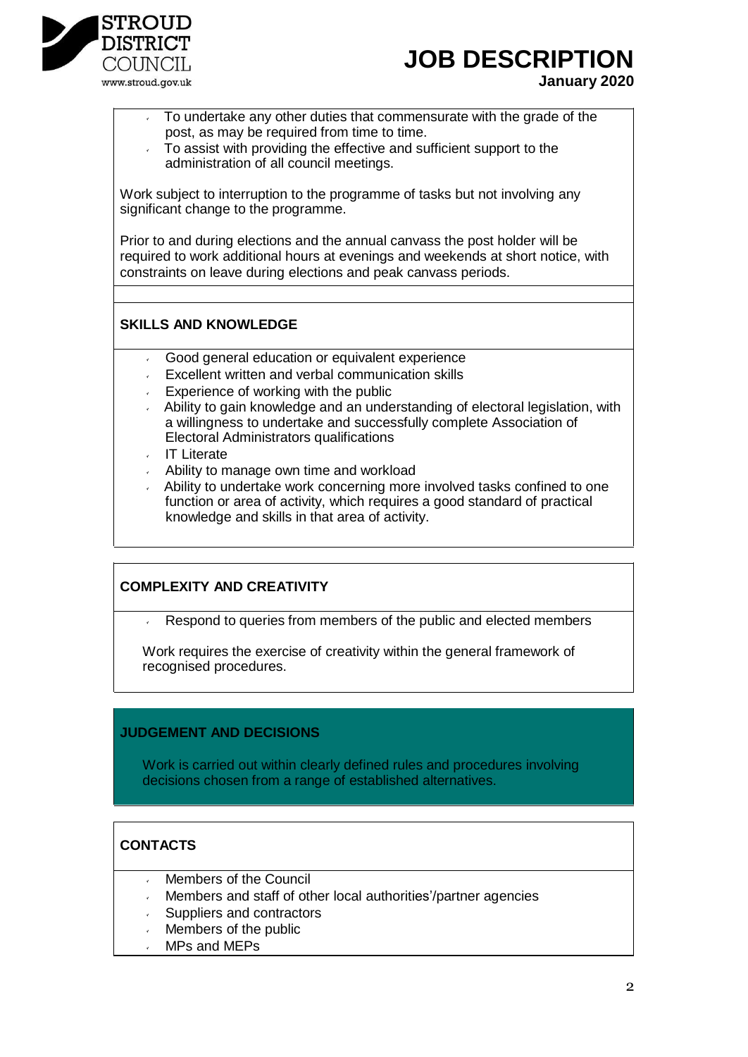- To undertake any other duties that commensurate with the grade of the post, as may be required from time to time.
- To assist with providing the effective and sufficient support to the administration of all council meetings.

Work subject to interruption to the programme of tasks but not involving any significant change to the programme.

Prior to and during elections and the annual canvass the post holder will be required to work additional hours at evenings and weekends at short notice, with constraints on leave during elections and peak canvass periods.

## SKILLS AND KNOWLEDGE

- Good general education or equivalent experience
- Excellent written and verbal communication skills
- Experience of working with the public
- Ability to gain knowledge and an understanding of electoral legislation, with a willingness to undertake and successfully complete Association of Electoral Administrators qualifications
- IT Literate
- Ability to manage own time and workload
- Ability to undertake work concerning more involved tasks confined to one function or area of activity, which requires a good standard of practical knowledge and skills in that area of activity.

## COMPLEXITY AND CREATIVITY

- Respond to queries from members of the public and elected members

Work requires the exercise of creativity within the general framework of recognised procedures.

## JUDGEMENT AND DECISIONS

Work is carried out within clearly defined rules and procedures involving decisions chosen from a range of established alternatives.

## CONTACTS

- Members of the Council
- Members and staff of other local authorities'/partner agencies
- Suppliers and contractors
- Members of the public
- MPs and MEPs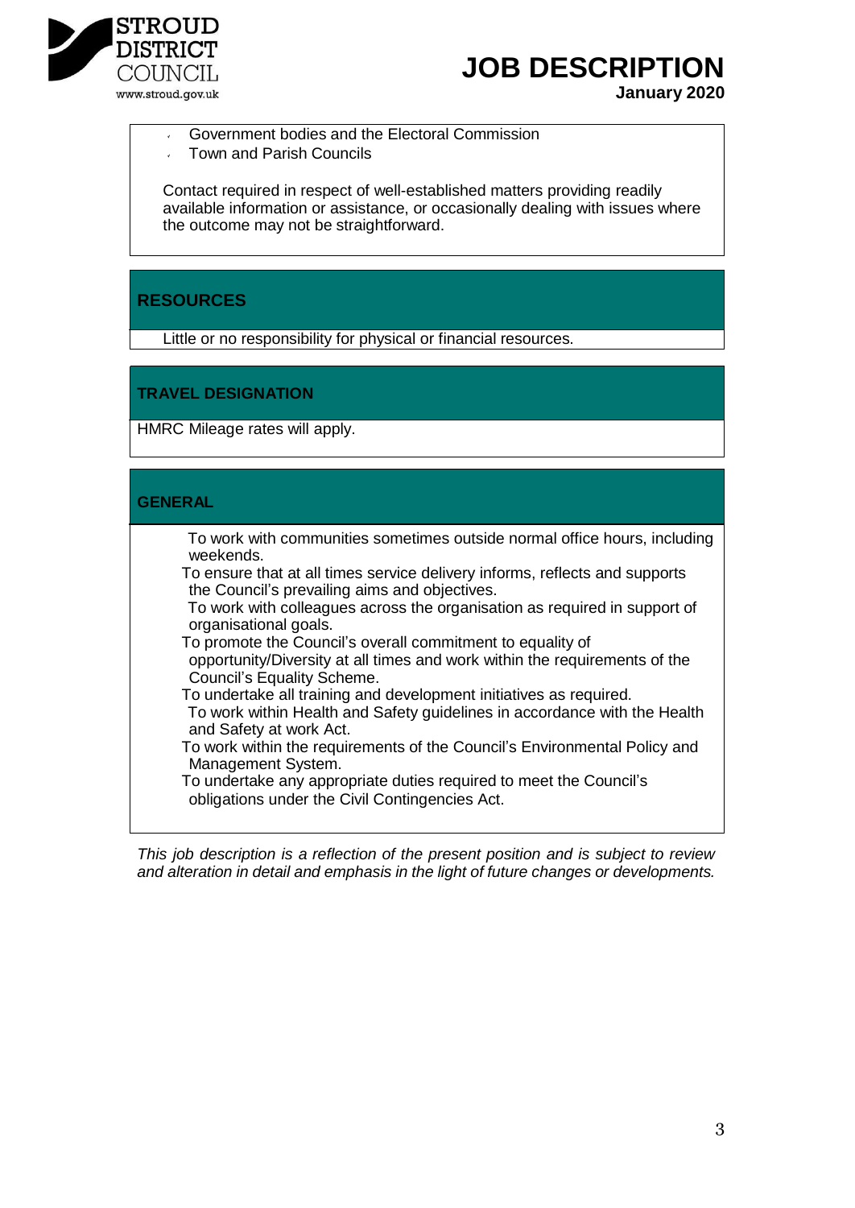- Government bodies and the Electoral Commission
- Town and Parish Councils

Contact required in respect of well-established matters providing readily available information or assistance, or occasionally dealing with issues where the outcome may not be straightforward.

## RESOURCES

Little or no responsibility for physical or financial resources.

## TRAVEL DESIGNATION

HMRC Mileage rates will apply.

## GENERAL

- To work with communities sometimes outside normal office hours, including weekends.
- To ensure that at all times service delivery informs, reflects and supports the Council's prevailing aims and objectives.
- To work with colleagues across the organisation as required in support of organisational goals.
- To promote the Council's overall commitment to equality of opportunity/Diversity at all times and work within the requirements of the Council's Equality Scheme.
- To undertake all training and development initiatives as required.
- To work within Health and Safety guidelines in accordance with the Health and Safety at work Act.
- To work within the requirements of the Council's Environmental Policy and Management System.
- To undertake any appropriate duties required to meet the Council's obligations under the Civil Contingencies Act.

*This job description is a reflection of the present position and is subject to review and alteration in detail and emphasis in the light of future changes or developments.*